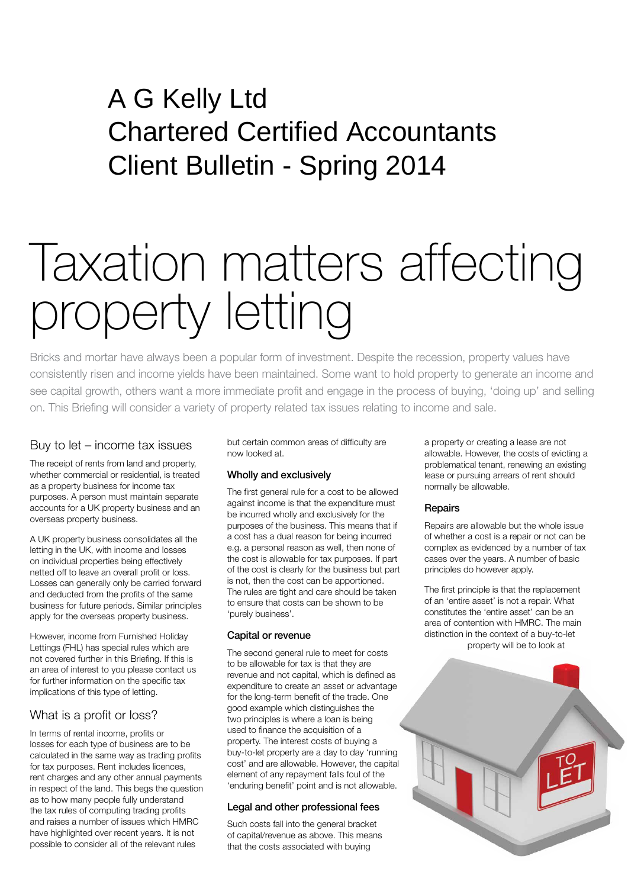# A G Kelly Ltd
# Chartered Certified Accountants
# Client Bulletin - Spring 2014

# Taxation matters affecting property letting

Bricks and mortar have always been a popular form of investment. Despite the recession, property values have consistently risen and income yields have been maintained. Some want to hold property to generate an income and see capital growth, others want a more immediate profit and engage in the process of buying, 'doing up' and selling on. This Briefing will consider a variety of property related tax issues relating to income and sale.

## Buy to let – income tax issues

The receipt of rents from land and property, whether commercial or residential, is treated as a property business for income tax purposes. A person must maintain separate accounts for a UK property business and an overseas property business.

A UK property business consolidates all the letting in the UK, with income and losses on individual properties being effectively netted off to leave an overall profit or loss. Losses can generally only be carried forward and deducted from the profits of the same business for future periods. Similar principles apply for the overseas property business.

However, income from Furnished Holiday Lettings (FHL) has special rules which are not covered further in this Briefing. If this is an area of interest to you please contact us for further information on the specific tax implications of this type of letting.

## What is a profit or loss?

In terms of rental income, profits or losses for each type of business are to be calculated in the same way as trading profits for tax purposes. Rent includes licences, rent charges and any other annual payments in respect of the land. This begs the question as to how many people fully understand the tax rules of computing trading profits and raises a number of issues which HMRC have highlighted over recent years. It is not possible to consider all of the relevant rules but certain common areas of difficulty are now looked at.

### Wholly and exclusively

The first general rule for a cost to be allowed against income is that the expenditure must be incurred wholly and exclusively for the purposes of the business. This means that if a cost has a dual reason for being incurred e.g. a personal reason as well, then none of the cost is allowable for tax purposes. If part of the cost is clearly for the business but part is not, then the cost can be apportioned. The rules are tight and care should be taken to ensure that costs can be shown to be 'purely business'.

### Capital or revenue

The second general rule to meet for costs to be allowable for tax is that they are revenue and not capital, which is defined as expenditure to create an asset or advantage for the long-term benefit of the trade. One good example which distinguishes the two principles is where a loan is being used to finance the acquisition of a property. The interest costs of buying a buy-to-let property are a day to day 'running cost' and are allowable. However, the capital element of any repayment falls foul of the 'enduring benefit' point and is not allowable.

### Legal and other professional fees

Such costs fall into the general bracket of capital/revenue as above. This means that the costs associated with buying a property or creating a lease are not allowable. However, the costs of evicting a problematical tenant, renewing an existing lease or pursuing arrears of rent should normally be allowable.

### Repairs

Repairs are allowable but the whole issue of whether a cost is a repair or not can be complex as evidenced by a number of tax cases over the years. A number of basic principles do however apply.

The first principle is that the replacement of an 'entire asset' is not a repair. What constitutes the 'entire asset' can be an area of contention with HMRC. The main distinction in the context of a buy-to-let property will be to look at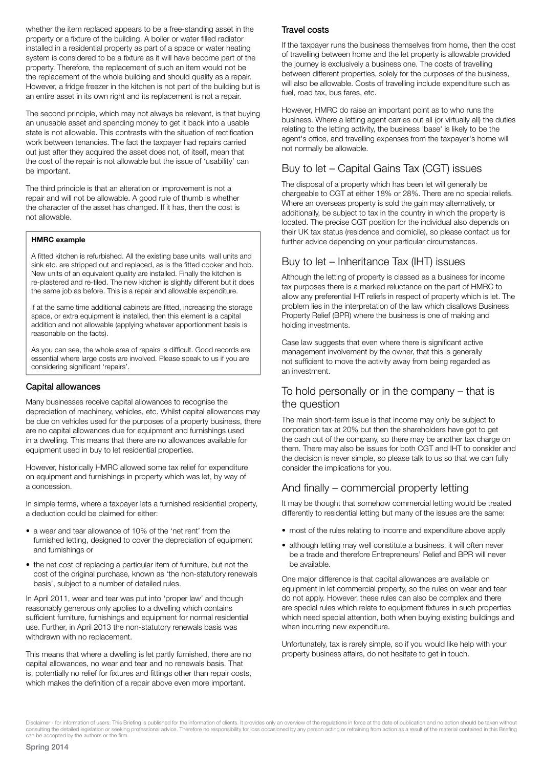whether the item replaced appears to be a free-standing asset in the property or a fixture of the building. A boiler or water filled radiator installed in a residential property as part of a space or water heating system is considered to be a fixture as it will have become part of the property. Therefore, the replacement of such an item would not be the replacement of the whole building and should qualify as a repair. However, a fridge freezer in the kitchen is not part of the building but is an entire asset in its own right and its replacement is not a repair.

The second principle, which may not always be relevant, is that buying an unusable asset and spending money to get it back into a usable state is not allowable. This contrasts with the situation of rectification work between tenancies. The fact the taxpayer had repairs carried out just after they acquired the asset does not, of itself, mean that the cost of the repair is not allowable but the issue of 'usability' can be important.

The third principle is that an alteration or improvement is not a repair and will not be allowable. A good rule of thumb is whether the character of the asset has changed. If it has, then the cost is not allowable.

**HMRC example**

A fitted kitchen is refurbished. All the existing base units, wall units and sink etc. are stripped out and replaced, as is the fitted cooker and hob. New units of an equivalent quality are installed. Finally the kitchen is re-plastered and re-tiled. The new kitchen is slightly different but it does the same job as before. This is a repair and allowable expenditure.

If at the same time additional cabinets are fitted, increasing the storage space, or extra equipment is installed, then this element is a capital addition and not allowable (applying whatever apportionment basis is reasonable on the facts).

As you can see, the whole area of repairs is difficult. Good records are essential where large costs are involved. Please speak to us if you are considering significant 'repairs'.

### Capital allowances

Many businesses receive capital allowances to recognise the depreciation of machinery, vehicles, etc. Whilst capital allowances may be due on vehicles used for the purposes of a property business, there are no capital allowances due for equipment and furnishings used in a dwelling. This means that there are no allowances available for equipment used in buy to let residential properties.

However, historically HMRC allowed some tax relief for expenditure on equipment and furnishings in property which was let, by way of a concession.

In simple terms, where a taxpayer lets a furnished residential property, a deduction could be claimed for either:

- a wear and tear allowance of 10% of the 'net rent' from the furnished letting, designed to cover the depreciation of equipment and furnishings or
- the net cost of replacing a particular item of furniture, but not the cost of the original purchase, known as 'the non-statutory renewals basis', subject to a number of detailed rules.

In April 2011, wear and tear was put into 'proper law' and though reasonably generous only applies to a dwelling which contains sufficient furniture, furnishings and equipment for normal residential use. Further, in April 2013 the non-statutory renewals basis was withdrawn with no replacement.

This means that where a dwelling is let partly furnished, there are no capital allowances, no wear and tear and no renewals basis. That is, potentially no relief for fixtures and fittings other than repair costs, which makes the definition of a repair above even more important.

### Travel costs

If the taxpayer runs the business themselves from home, then the cost of travelling between home and the let property is allowable provided the journey is exclusively a business one. The costs of travelling between different properties, solely for the purposes of the business, will also be allowable. Costs of travelling include expenditure such as fuel, road tax, bus fares, etc.

However, HMRC do raise an important point as to who runs the business. Where a letting agent carries out all (or virtually all) the duties relating to the letting activity, the business 'base' is likely to be the agent's office, and travelling expenses from the taxpayer's home will not normally be allowable.

## Buy to let – Capital Gains Tax (CGT) issues

The disposal of a property which has been let will generally be chargeable to CGT at either 18% or 28%. There are no special reliefs. Where an overseas property is sold the gain may alternatively, or additionally, be subject to tax in the country in which the property is located. The precise CGT position for the individual also depends on their UK tax status (residence and domicile), so please contact us for further advice depending on your particular circumstances.

## Buy to let – Inheritance Tax (IHT) issues

Although the letting of property is classed as a business for income tax purposes there is a marked reluctance on the part of HMRC to allow any preferential IHT reliefs in respect of property which is let. The problem lies in the interpretation of the law which disallows Business Property Relief (BPR) where the business is one of making and holding investments.

Case law suggests that even where there is significant active management involvement by the owner, that this is generally not sufficient to move the activity away from being regarded as an investment.

## To hold personally or in the company – that is the question

The main short-term issue is that income may only be subject to corporation tax at 20% but then the shareholders have got to get the cash out of the company, so there may be another tax charge on them. There may also be issues for both CGT and IHT to consider and the decision is never simple, so please talk to us so that we can fully consider the implications for you.

## And finally – commercial property letting

It may be thought that somehow commercial letting would be treated differently to residential letting but many of the issues are the same:

- most of the rules relating to income and expenditure above apply
- although letting may well constitute a business, it will often never be a trade and therefore Entrepreneurs' Relief and BPR will never be available.

One major difference is that capital allowances are available on equipment in let commercial property, so the rules on wear and tear do not apply. However, these rules can also be complex and there are special rules which relate to equipment fixtures in such properties which need special attention, both when buying existing buildings and when incurring new expenditure.

Unfortunately, tax is rarely simple, so if you would like help with your property business affairs, do not hesitate to get in touch.

Disclaimer - for information of users: This Briefing is published for the information of clients. It provides only an overview of the regulations in force at the date of publication and no action should be taken without consulting the detailed legislation or seeking professional advice. Therefore no responsibility for loss occasioned by any person acting or refraining from action as a result of the material contained in this Briefing can be accepted by the authors or the firm.

Spring 2014